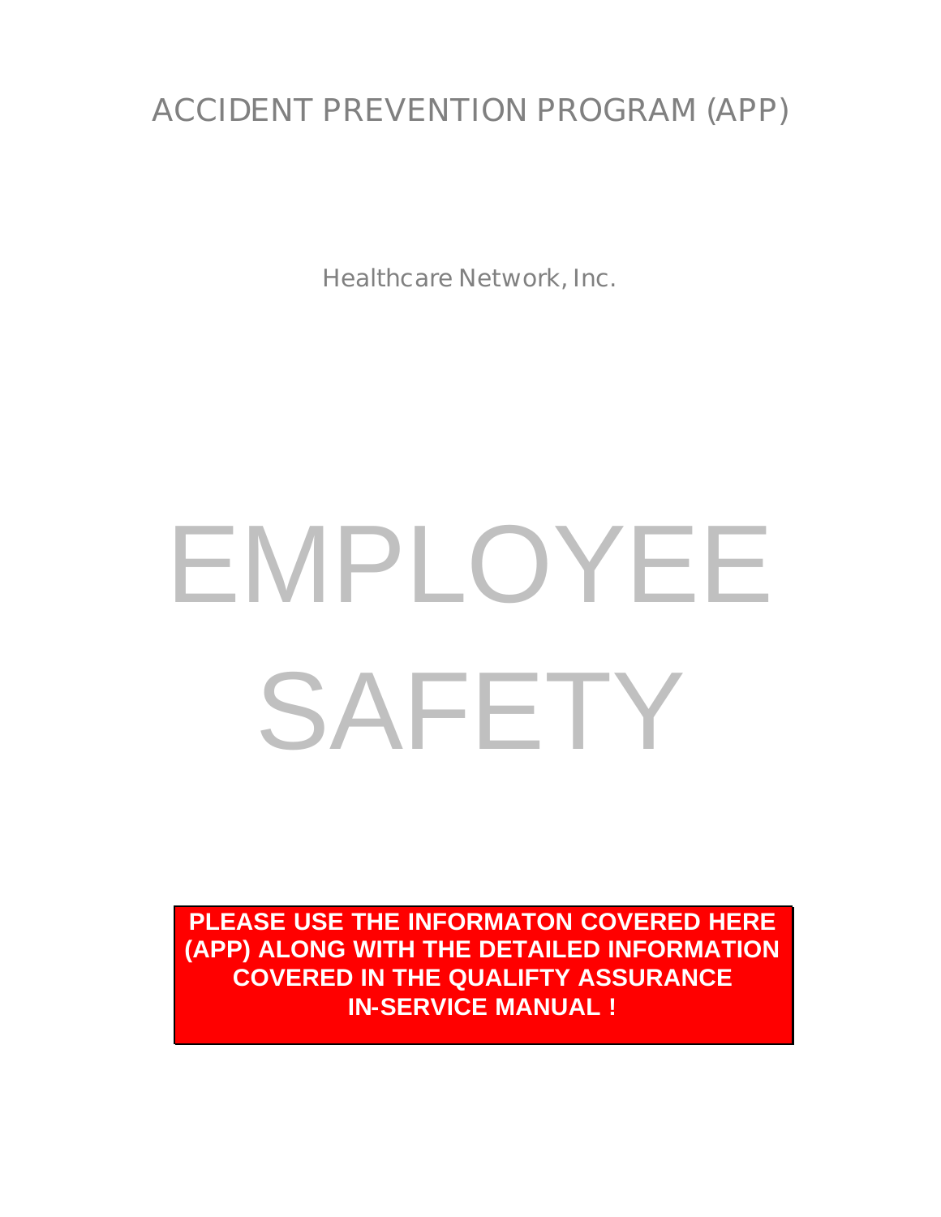# ACCIDENT PREVENTION PROGRAM (APP)

Healthcare Network, Inc.

# EMPLOYEE SAFETY

**PLEASE USE THE INFORMATON COVERED HERE (APP) ALONG WITH THE DETAILED INFORMATION COVERED IN THE QUALIFTY ASSURANCE IN-SERVICE MANUAL !**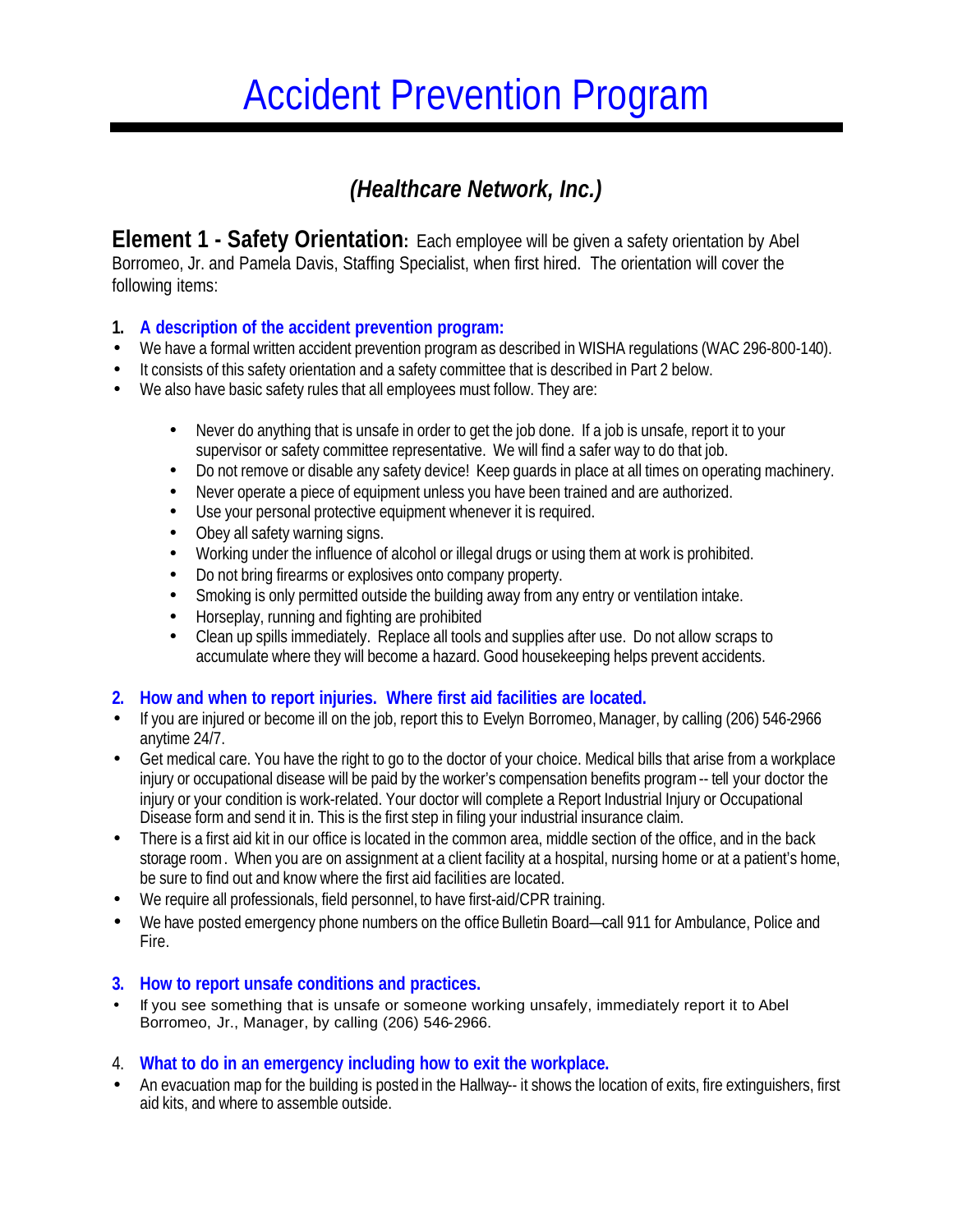# Accident Prevention Program

## *(Healthcare Network, Inc.)*

**Element 1 - Safety Orientation:** Each employee will be given a safety orientation by Abel Borromeo, Jr. and Pamela Davis, Staffing Specialist, when first hired. The orientation will cover the following items:

### 1. A description of the accident prevention program:

- We have a formal written accident prevention program as described in WISHA regulations (WAC 296-800-140).
- It consists of this safety orientation and a safety committee that is described in Part 2 below.
- We also have basic safety rules that all employees must follow. They are:
    - Never do anything that is unsafe in order to get the job done. If a job is unsafe, report it to your supervisor or safety committee representative. We will find a safer way to do that job.
    - Do not remove or disable any safety device! Keep guards in place at all times on operating machinery.
    - Never operate a piece of equipment unless you have been trained and are authorized.
    - Use your personal protective equipment whenever it is required.
    - Obey all safety warning signs.
    - Working under the influence of alcohol or illegal drugs or using them at work is prohibited.
    - Do not bring firearms or explosives onto company property.
    - Smoking is only permitted outside the building away from any entry or ventilation intake.
    - Horseplay, running and fighting are prohibited
    - Clean up spills immediately. Replace all tools and supplies after use. Do not allow scraps to accumulate where they will become a hazard. Good housekeeping helps prevent accidents.

### 2. How and when to report injuries. Where first aid facilities are located.

- If you are injured or become ill on the job, report this to Evelyn Borromeo, Manager, by calling (206) 546-2966 anytime 24/7.
- Get medical care. You have the right to go to the doctor of your choice. Medical bills that arise from a workplace injury or occupational disease will be paid by the worker's compensation benefits program -- tell your doctor the injury or your condition is work-related. Your doctor will complete a Report Industrial Injury or Occupational Disease form and send it in. This is the first step in filing your industrial insurance claim.
- There is a first aid kit in our office is located in the common area, middle section of the office, and in the back storage room. When you are on assignment at a client facility at a hospital, nursing home or at a patient's home, be sure to find out and know where the first aid facilities are located.
- We require all professionals, field personnel, to have first-aid/CPR training.
- We have posted emergency phone numbers on the office Bulletin Board—call 911 for Ambulance, Police and Fire.

### 3. How to report unsafe conditions and practices.

- If you see something that is unsafe or someone working unsafely, immediately report it to Abel Borromeo, Jr., Manager, by calling (206) 546-2966.

### 4. What to do in an emergency including how to exit the workplace.

- An evacuation map for the building is posted in the Hallway-- it shows the location of exits, fire extinguishers, first aid kits, and where to assemble outside.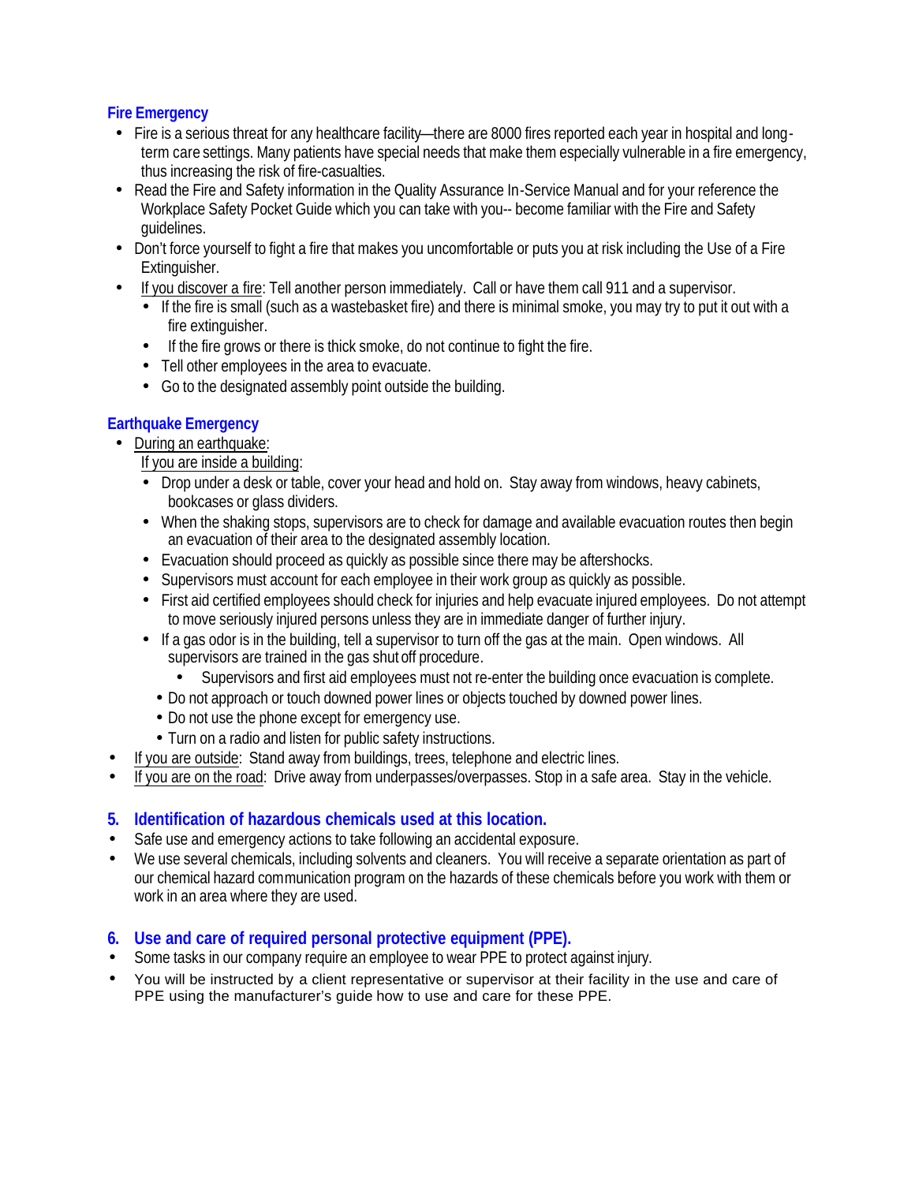### Fire Emergency

- Fire is a serious threat for any healthcare facility—there are 8000 fires reported each year in hospital and long-term care settings. Many patients have special needs that make them especially vulnerable in a fire emergency, thus increasing the risk of fire-casualties.
- Read the Fire and Safety information in the Quality Assurance In-Service Manual and for your reference the Workplace Safety Pocket Guide which you can take with you-- become familiar with the Fire and Safety guidelines.
- Don't force yourself to fight a fire that makes you uncomfortable or puts you at risk including the Use of a Fire Extinguisher.
- If you discover a fire: Tell another person immediately. Call or have them call 911 and a supervisor.
  - If the fire is small (such as a wastebasket fire) and there is minimal smoke, you may try to put it out with a fire extinguisher.
  - If the fire grows or there is thick smoke, do not continue to fight the fire.
  - Tell other employees in the area to evacuate.
  - Go to the designated assembly point outside the building.

### Earthquake Emergency

- During an earthquake:

  If you are inside a building:
  - Drop under a desk or table, cover your head and hold on. Stay away from windows, heavy cabinets, bookcases or glass dividers.
  - When the shaking stops, supervisors are to check for damage and available evacuation routes then begin an evacuation of their area to the designated assembly location.
  - Evacuation should proceed as quickly as possible since there may be aftershocks.
  - Supervisors must account for each employee in their work group as quickly as possible.
  - First aid certified employees should check for injuries and help evacuate injured employees. Do not attempt to move seriously injured persons unless they are in immediate danger of further injury.
  - If a gas odor is in the building, tell a supervisor to turn off the gas at the main. Open windows. All supervisors are trained in the gas shut off procedure.
    - Supervisors and first aid employees must not re-enter the building once evacuation is complete.
  - Do not approach or touch downed power lines or objects touched by downed power lines.
  - Do not use the phone except for emergency use.
  - Turn on a radio and listen for public safety instructions.
- If you are outside: Stand away from buildings, trees, telephone and electric lines.
- If you are on the road: Drive away from underpasses/overpasses. Stop in a safe area. Stay in the vehicle.

## 5. Identification of hazardous chemicals used at this location.

- Safe use and emergency actions to take following an accidental exposure.
- We use several chemicals, including solvents and cleaners. You will receive a separate orientation as part of our chemical hazard communication program on the hazards of these chemicals before you work with them or work in an area where they are used.

## 6. Use and care of required personal protective equipment (PPE).

- Some tasks in our company require an employee to wear PPE to protect against injury.
- You will be instructed by a client representative or supervisor at their facility in the use and care of PPE using the manufacturer's guide how to use and care for these PPE.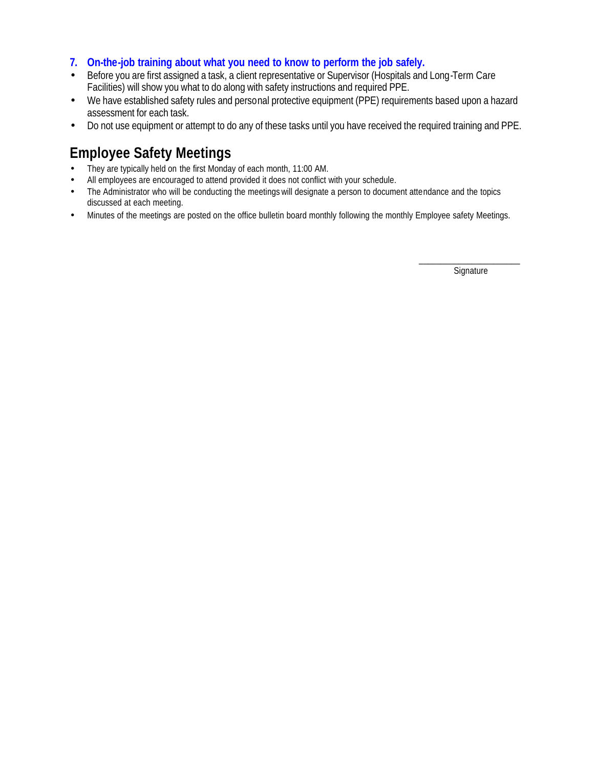### 7. On-the-job training about what you need to know to perform the job safely.

- Before you are first assigned a task, a client representative or Supervisor (Hospitals and Long-Term Care Facilities) will show you what to do along with safety instructions and required PPE.
- We have established safety rules and personal protective equipment (PPE) requirements based upon a hazard assessment for each task.
- Do not use equipment or attempt to do any of these tasks until you have received the required training and PPE.

## Employee Safety Meetings

- They are typically held on the first Monday of each month, 11:00 AM.
- All employees are encouraged to attend provided it does not conflict with your schedule.
- The Administrator who will be conducting the meetings will designate a person to document attendance and the topics discussed at each meeting.
- Minutes of the meetings are posted on the office bulletin board monthly following the monthly Employee safety Meetings.

_____________________

Signature